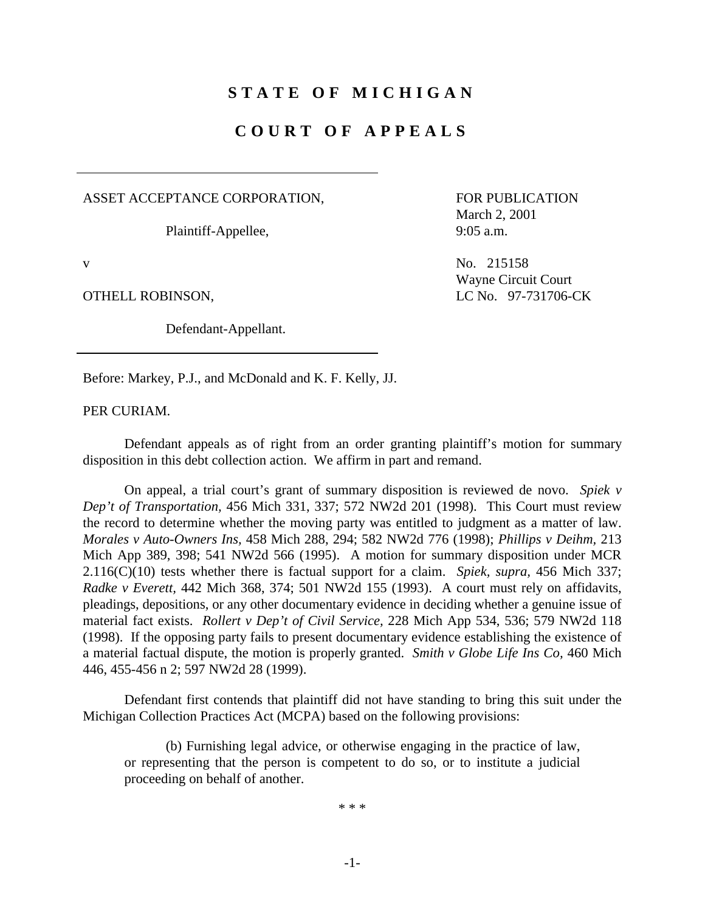# STATE OF MICHIGAN

## COURT OF APPEALS

ASSET ACCEPTANCE CORPORATION,

Plaintiff-Appellee,

v

OTHELL ROBINSON,

Defendant-Appellant.

FOR PUBLICATION
March 2, 2001
9:05 a.m.

No. 215158
Wayne Circuit Court
LC No. 97-731706-CK

Before: Markey, P.J., and McDonald and K. F. Kelly, JJ.

PER CURIAM.

Defendant appeals as of right from an order granting plaintiff's motion for summary disposition in this debt collection action. We affirm in part and remand.

On appeal, a trial court's grant of summary disposition is reviewed de novo. *Spiek v Dep't of Transportation*, 456 Mich 331, 337; 572 NW2d 201 (1998). This Court must review the record to determine whether the moving party was entitled to judgment as a matter of law. *Morales v Auto-Owners Ins*, 458 Mich 288, 294; 582 NW2d 776 (1998); *Phillips v Deihm*, 213 Mich App 389, 398; 541 NW2d 566 (1995). A motion for summary disposition under MCR 2.116(C)(10) tests whether there is factual support for a claim. *Spiek*, *supra*, 456 Mich 337; *Radke v Everett*, 442 Mich 368, 374; 501 NW2d 155 (1993). A court must rely on affidavits, pleadings, depositions, or any other documentary evidence in deciding whether a genuine issue of material fact exists. *Rollert v Dep't of Civil Service*, 228 Mich App 534, 536; 579 NW2d 118 (1998). If the opposing party fails to present documentary evidence establishing the existence of a material factual dispute, the motion is properly granted. *Smith v Globe Life Ins Co*, 460 Mich 446, 455-456 n 2; 597 NW2d 28 (1999).

Defendant first contends that plaintiff did not have standing to bring this suit under the Michigan Collection Practices Act (MCPA) based on the following provisions:

> (b) Furnishing legal advice, or otherwise engaging in the practice of law, or representing that the person is competent to do so, or to institute a judicial proceeding on behalf of another.

\* \* \*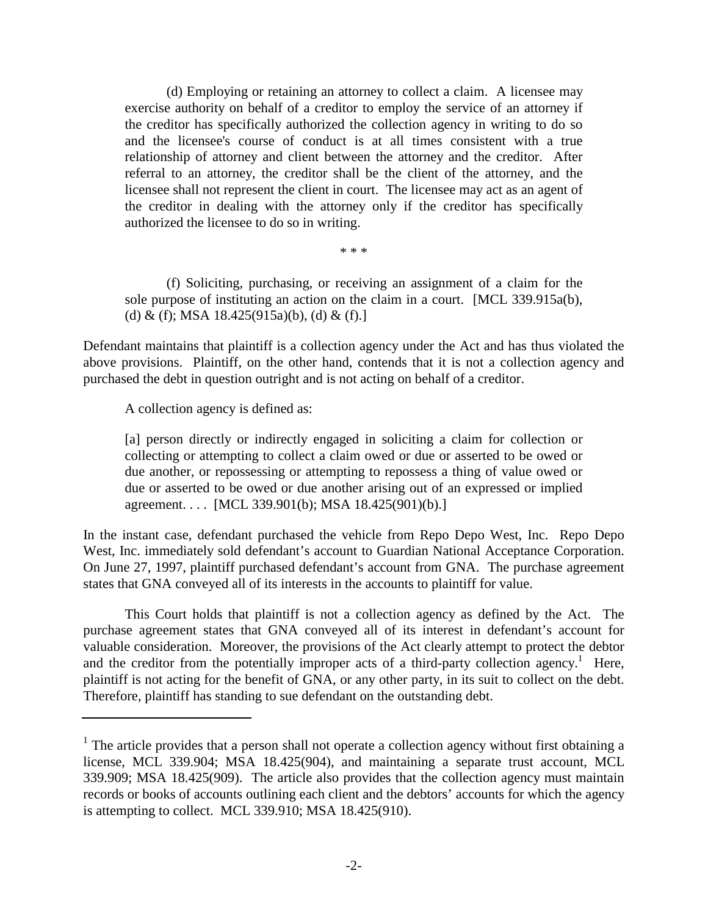(d) Employing or retaining an attorney to collect a claim. A licensee may exercise authority on behalf of a creditor to employ the service of an attorney if the creditor has specifically authorized the collection agency in writing to do so and the licensee's course of conduct is at all times consistent with a true relationship of attorney and client between the attorney and the creditor. After referral to an attorney, the creditor shall be the client of the attorney, and the licensee shall not represent the client in court. The licensee may act as an agent of the creditor in dealing with the attorney only if the creditor has specifically authorized the licensee to do so in writing.

> \* \* \*

(f) Soliciting, purchasing, or receiving an assignment of a claim for the sole purpose of instituting an action on the claim in a court. [MCL 339.915a(b), (d) & (f); MSA 18.425(915a)(b), (d) & (f).]

Defendant maintains that plaintiff is a collection agency under the Act and has thus violated the above provisions. Plaintiff, on the other hand, contends that it is not a collection agency and purchased the debt in question outright and is not acting on behalf of a creditor.

A collection agency is defined as:

> [a] person directly or indirectly engaged in soliciting a claim for collection or collecting or attempting to collect a claim owed or due or asserted to be owed or due another, or repossessing or attempting to repossess a thing of value owed or due or asserted to be owed or due another arising out of an expressed or implied agreement. . . . [MCL 339.901(b); MSA 18.425(901)(b).]

In the instant case, defendant purchased the vehicle from Repo Depo West, Inc. Repo Depo West, Inc. immediately sold defendant's account to Guardian National Acceptance Corporation. On June 27, 1997, plaintiff purchased defendant's account from GNA. The purchase agreement states that GNA conveyed all of its interests in the accounts to plaintiff for value.

This Court holds that plaintiff is not a collection agency as defined by the Act. The purchase agreement states that GNA conveyed all of its interest in defendant's account for valuable consideration. Moreover, the provisions of the Act clearly attempt to protect the debtor and the creditor from the potentially improper acts of a third-party collection agency.[1] Here, plaintiff is not acting for the benefit of GNA, or any other party, in its suit to collect on the debt. Therefore, plaintiff has standing to sue defendant on the outstanding debt.

---

[1] The article provides that a person shall not operate a collection agency without first obtaining a license, MCL 339.904; MSA 18.425(904), and maintaining a separate trust account, MCL 339.909; MSA 18.425(909). The article also provides that the collection agency must maintain records or books of accounts outlining each client and the debtors' accounts for which the agency is attempting to collect. MCL 339.910; MSA 18.425(910).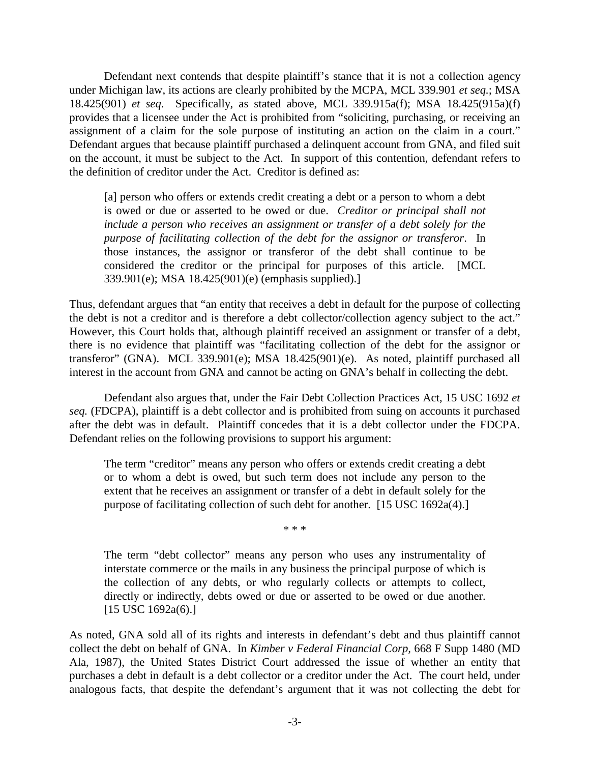Defendant next contends that despite plaintiff's stance that it is not a collection agency under Michigan law, its actions are clearly prohibited by the MCPA, MCL 339.901 *et seq.*; MSA 18.425(901) *et seq*. Specifically, as stated above, MCL 339.915a(f); MSA 18.425(915a)(f) provides that a licensee under the Act is prohibited from "soliciting, purchasing, or receiving an assignment of a claim for the sole purpose of instituting an action on the claim in a court." Defendant argues that because plaintiff purchased a delinquent account from GNA, and filed suit on the account, it must be subject to the Act. In support of this contention, defendant refers to the definition of creditor under the Act. Creditor is defined as:

> [a] person who offers or extends credit creating a debt or a person to whom a debt is owed or due or asserted to be owed or due. *Creditor or principal shall not include a person who receives an assignment or transfer of a debt solely for the purpose of facilitating collection of the debt for the assignor or transferor*. In those instances, the assignor or transferor of the debt shall continue to be considered the creditor or the principal for purposes of this article. [MCL 339.901(e); MSA 18.425(901)(e) (emphasis supplied).]

Thus, defendant argues that "an entity that receives a debt in default for the purpose of collecting the debt is not a creditor and is therefore a debt collector/collection agency subject to the act." However, this Court holds that, although plaintiff received an assignment or transfer of a debt, there is no evidence that plaintiff was "facilitating collection of the debt for the assignor or transferor" (GNA). MCL 339.901(e); MSA 18.425(901)(e). As noted, plaintiff purchased all interest in the account from GNA and cannot be acting on GNA's behalf in collecting the debt.

Defendant also argues that, under the Fair Debt Collection Practices Act, 15 USC 1692 *et seq.* (FDCPA), plaintiff is a debt collector and is prohibited from suing on accounts it purchased after the debt was in default. Plaintiff concedes that it is a debt collector under the FDCPA. Defendant relies on the following provisions to support his argument:

> The term "creditor" means any person who offers or extends credit creating a debt or to whom a debt is owed, but such term does not include any person to the extent that he receives an assignment or transfer of a debt in default solely for the purpose of facilitating collection of such debt for another. [15 USC 1692a(4).]
>
> \* \* \*
>
> The term "debt collector" means any person who uses any instrumentality of interstate commerce or the mails in any business the principal purpose of which is the collection of any debts, or who regularly collects or attempts to collect, directly or indirectly, debts owed or due or asserted to be owed or due another. [15 USC 1692a(6).]

As noted, GNA sold all of its rights and interests in defendant's debt and thus plaintiff cannot collect the debt on behalf of GNA. In *Kimber v Federal Financial Corp,* 668 F Supp 1480 (MD Ala, 1987), the United States District Court addressed the issue of whether an entity that purchases a debt in default is a debt collector or a creditor under the Act. The court held, under analogous facts, that despite the defendant's argument that it was not collecting the debt for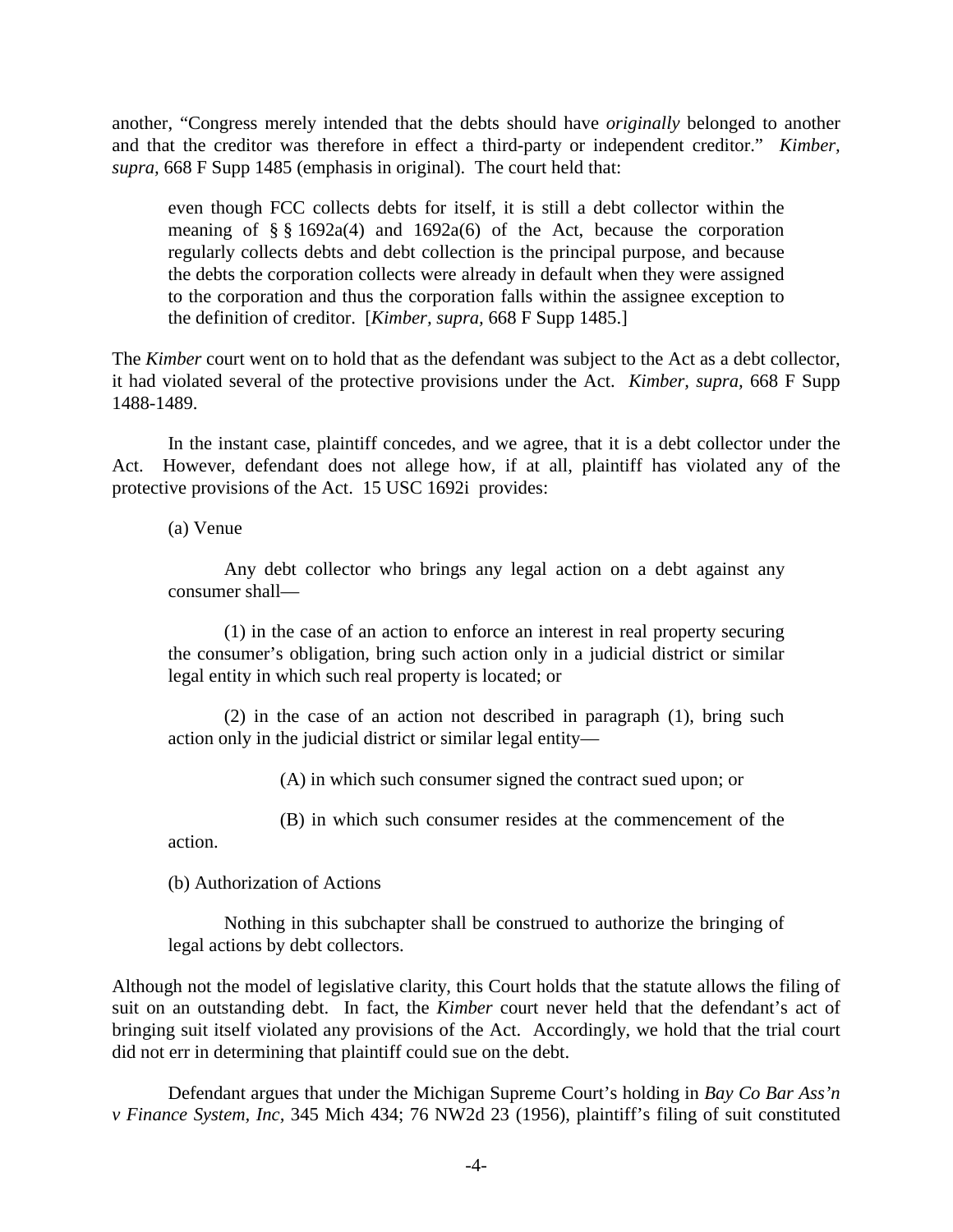another, "Congress merely intended that the debts should have *originally* belonged to another and that the creditor was therefore in effect a third-party or independent creditor." *Kimber, supra,* 668 F Supp 1485 (emphasis in original). The court held that:

> even though FCC collects debts for itself, it is still a debt collector within the meaning of § § 1692a(4) and 1692a(6) of the Act, because the corporation regularly collects debts and debt collection is the principal purpose, and because the debts the corporation collects were already in default when they were assigned to the corporation and thus the corporation falls within the assignee exception to the definition of creditor. [*Kimber, supra*, 668 F Supp 1485.]

The *Kimber* court went on to hold that as the defendant was subject to the Act as a debt collector, it had violated several of the protective provisions under the Act. *Kimber, supra*, 668 F Supp 1488-1489.

In the instant case, plaintiff concedes, and we agree, that it is a debt collector under the Act. However, defendant does not allege how, if at all, plaintiff has violated any of the protective provisions of the Act. 15 USC 1692i provides:

> (a) Venue
>
> Any debt collector who brings any legal action on a debt against any consumer shall—
>
> (1) in the case of an action to enforce an interest in real property securing the consumer's obligation, bring such action only in a judicial district or similar legal entity in which such real property is located; or
>
> (2) in the case of an action not described in paragraph (1), bring such action only in the judicial district or similar legal entity—
>
> (A) in which such consumer signed the contract sued upon; or
>
> (B) in which such consumer resides at the commencement of the action.
>
> (b) Authorization of Actions
>
> Nothing in this subchapter shall be construed to authorize the bringing of legal actions by debt collectors.

Although not the model of legislative clarity, this Court holds that the statute allows the filing of suit on an outstanding debt. In fact, the *Kimber* court never held that the defendant's act of bringing suit itself violated any provisions of the Act. Accordingly, we hold that the trial court did not err in determining that plaintiff could sue on the debt.

Defendant argues that under the Michigan Supreme Court's holding in *Bay Co Bar Ass'n v Finance System, Inc,* 345 Mich 434; 76 NW2d 23 (1956), plaintiff's filing of suit constituted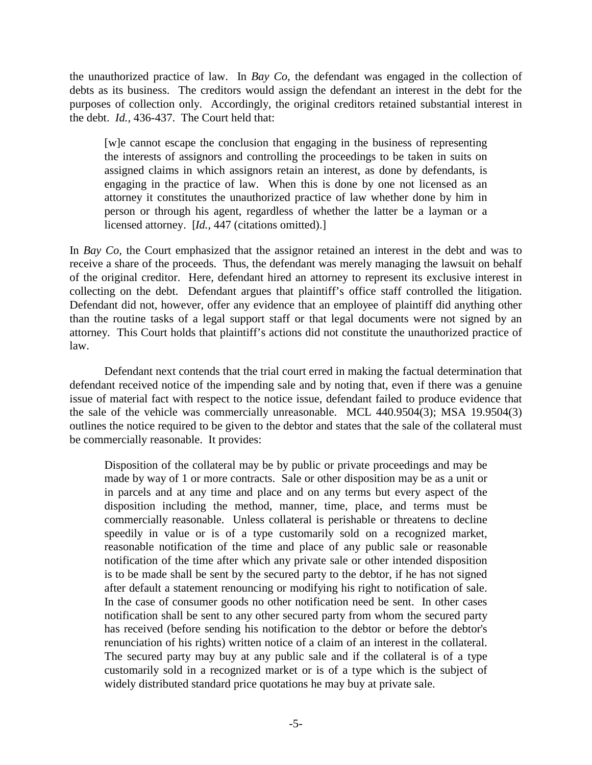the unauthorized practice of law. In *Bay Co,* the defendant was engaged in the collection of debts as its business. The creditors would assign the defendant an interest in the debt for the purposes of collection only. Accordingly, the original creditors retained substantial interest in the debt. *Id.,* 436-437. The Court held that:

> [w]e cannot escape the conclusion that engaging in the business of representing the interests of assignors and controlling the proceedings to be taken in suits on assigned claims in which assignors retain an interest, as done by defendants, is engaging in the practice of law. When this is done by one not licensed as an attorney it constitutes the unauthorized practice of law whether done by him in person or through his agent, regardless of whether the latter be a layman or a licensed attorney. [*Id.,* 447 (citations omitted).]

In *Bay Co,* the Court emphasized that the assignor retained an interest in the debt and was to receive a share of the proceeds. Thus, the defendant was merely managing the lawsuit on behalf of the original creditor. Here, defendant hired an attorney to represent its exclusive interest in collecting on the debt. Defendant argues that plaintiff's office staff controlled the litigation. Defendant did not, however, offer any evidence that an employee of plaintiff did anything other than the routine tasks of a legal support staff or that legal documents were not signed by an attorney. This Court holds that plaintiff's actions did not constitute the unauthorized practice of law.

Defendant next contends that the trial court erred in making the factual determination that defendant received notice of the impending sale and by noting that, even if there was a genuine issue of material fact with respect to the notice issue, defendant failed to produce evidence that the sale of the vehicle was commercially unreasonable. MCL 440.9504(3); MSA 19.9504(3) outlines the notice required to be given to the debtor and states that the sale of the collateral must be commercially reasonable. It provides:

> Disposition of the collateral may be by public or private proceedings and may be made by way of 1 or more contracts. Sale or other disposition may be as a unit or in parcels and at any time and place and on any terms but every aspect of the disposition including the method, manner, time, place, and terms must be commercially reasonable. Unless collateral is perishable or threatens to decline speedily in value or is of a type customarily sold on a recognized market, reasonable notification of the time and place of any public sale or reasonable notification of the time after which any private sale or other intended disposition is to be made shall be sent by the secured party to the debtor, if he has not signed after default a statement renouncing or modifying his right to notification of sale. In the case of consumer goods no other notification need be sent. In other cases notification shall be sent to any other secured party from whom the secured party has received (before sending his notification to the debtor or before the debtor's renunciation of his rights) written notice of a claim of an interest in the collateral. The secured party may buy at any public sale and if the collateral is of a type customarily sold in a recognized market or is of a type which is the subject of widely distributed standard price quotations he may buy at private sale.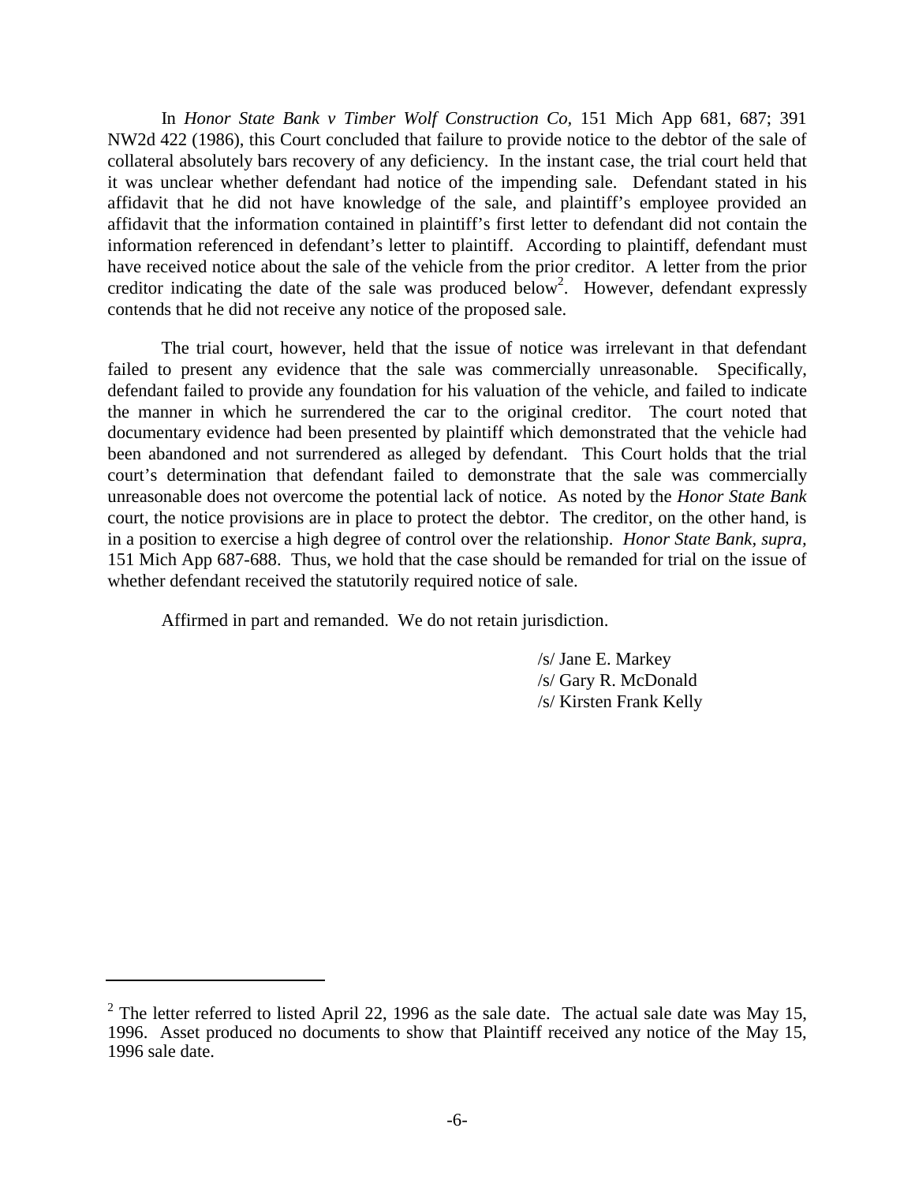In *Honor State Bank v Timber Wolf Construction Co,* 151 Mich App 681, 687; 391 NW2d 422 (1986), this Court concluded that failure to provide notice to the debtor of the sale of collateral absolutely bars recovery of any deficiency. In the instant case, the trial court held that it was unclear whether defendant had notice of the impending sale. Defendant stated in his affidavit that he did not have knowledge of the sale, and plaintiff's employee provided an affidavit that the information contained in plaintiff's first letter to defendant did not contain the information referenced in defendant's letter to plaintiff. According to plaintiff, defendant must have received notice about the sale of the vehicle from the prior creditor. A letter from the prior creditor indicating the date of the sale was produced below[2]. However, defendant expressly contends that he did not receive any notice of the proposed sale.

The trial court, however, held that the issue of notice was irrelevant in that defendant failed to present any evidence that the sale was commercially unreasonable. Specifically, defendant failed to provide any foundation for his valuation of the vehicle, and failed to indicate the manner in which he surrendered the car to the original creditor. The court noted that documentary evidence had been presented by plaintiff which demonstrated that the vehicle had been abandoned and not surrendered as alleged by defendant. This Court holds that the trial court's determination that defendant failed to demonstrate that the sale was commercially unreasonable does not overcome the potential lack of notice. As noted by the *Honor State Bank* court, the notice provisions are in place to protect the debtor. The creditor, on the other hand, is in a position to exercise a high degree of control over the relationship. *Honor State Bank, supra,* 151 Mich App 687-688. Thus, we hold that the case should be remanded for trial on the issue of whether defendant received the statutorily required notice of sale.

Affirmed in part and remanded. We do not retain jurisdiction.

/s/ Jane E. Markey
/s/ Gary R. McDonald
/s/ Kirsten Frank Kelly

---

[2] The letter referred to listed April 22, 1996 as the sale date. The actual sale date was May 15, 1996. Asset produced no documents to show that Plaintiff received any notice of the May 15, 1996 sale date.